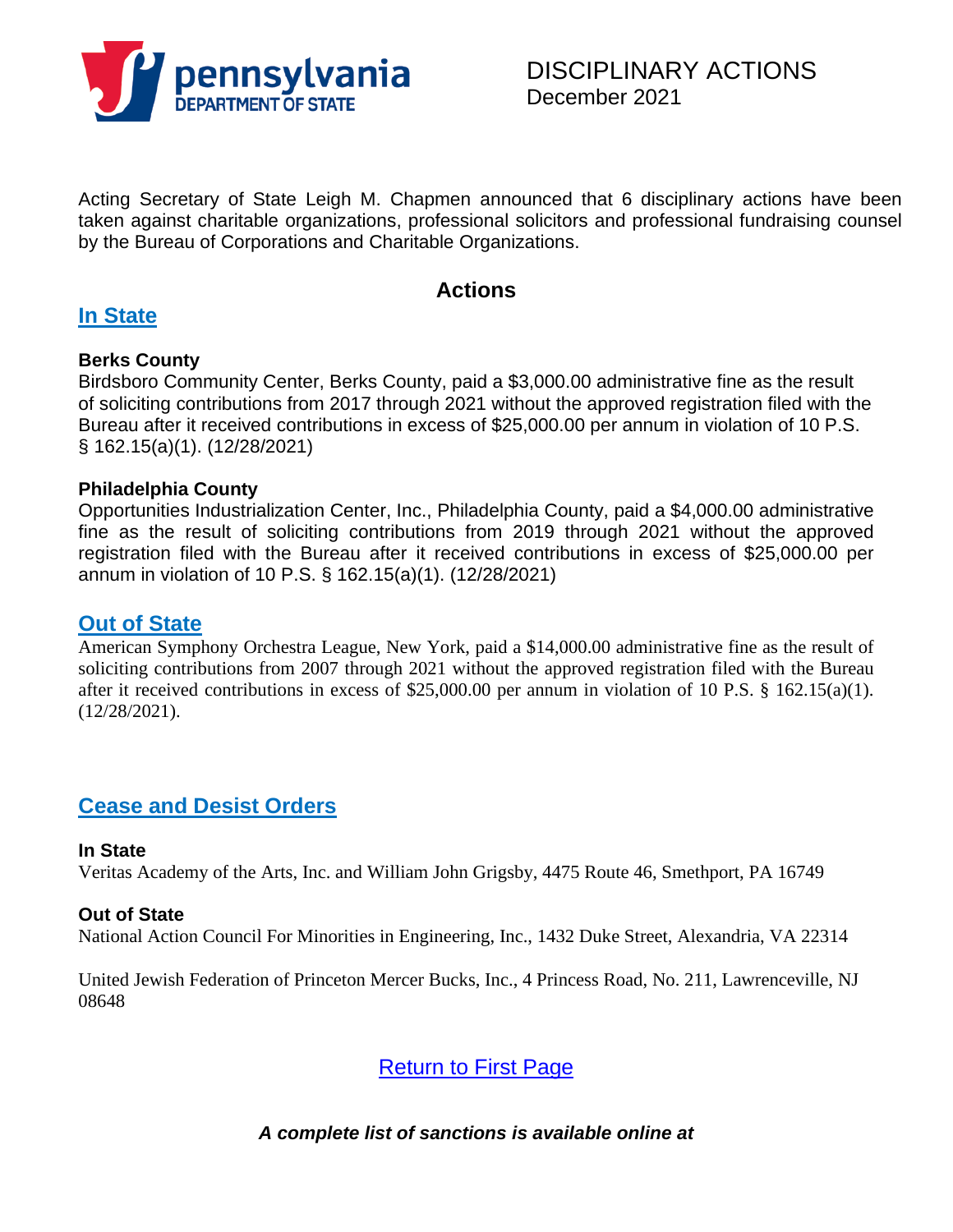pennsylvania
DEPARTMENT OF STATE

# DISCIPLINARY ACTIONS
December 2021

Acting Secretary of State Leigh M. Chapmen announced that 6 disciplinary actions have been taken against charitable organizations, professional solicitors and professional fundraising counsel by the Bureau of Corporations and Charitable Organizations.

## Actions

### In State

**Berks County**

Birdsboro Community Center, Berks County, paid a $3,000.00 administrative fine as the result of soliciting contributions from 2017 through 2021 without the approved registration filed with the Bureau after it received contributions in excess of $25,000.00 per annum in violation of 10 P.S. § 162.15(a)(1). (12/28/2021)

**Philadelphia County**

Opportunities Industrialization Center, Inc., Philadelphia County, paid a $4,000.00 administrative fine as the result of soliciting contributions from 2019 through 2021 without the approved registration filed with the Bureau after it received contributions in excess of $25,000.00 per annum in violation of 10 P.S. § 162.15(a)(1). (12/28/2021)

### Out of State

American Symphony Orchestra League, New York, paid a $14,000.00 administrative fine as the result of soliciting contributions from 2007 through 2021 without the approved registration filed with the Bureau after it received contributions in excess of $25,000.00 per annum in violation of 10 P.S. § 162.15(a)(1). (12/28/2021).

### Cease and Desist Orders

**In State**

Veritas Academy of the Arts, Inc. and William John Grigsby, 4475 Route 46, Smethport, PA 16749

**Out of State**

National Action Council For Minorities in Engineering, Inc., 1432 Duke Street, Alexandria, VA 22314

United Jewish Federation of Princeton Mercer Bucks, Inc., 4 Princess Road, No. 211, Lawrenceville, NJ 08648

Return to First Page

***A complete list of sanctions is available online at***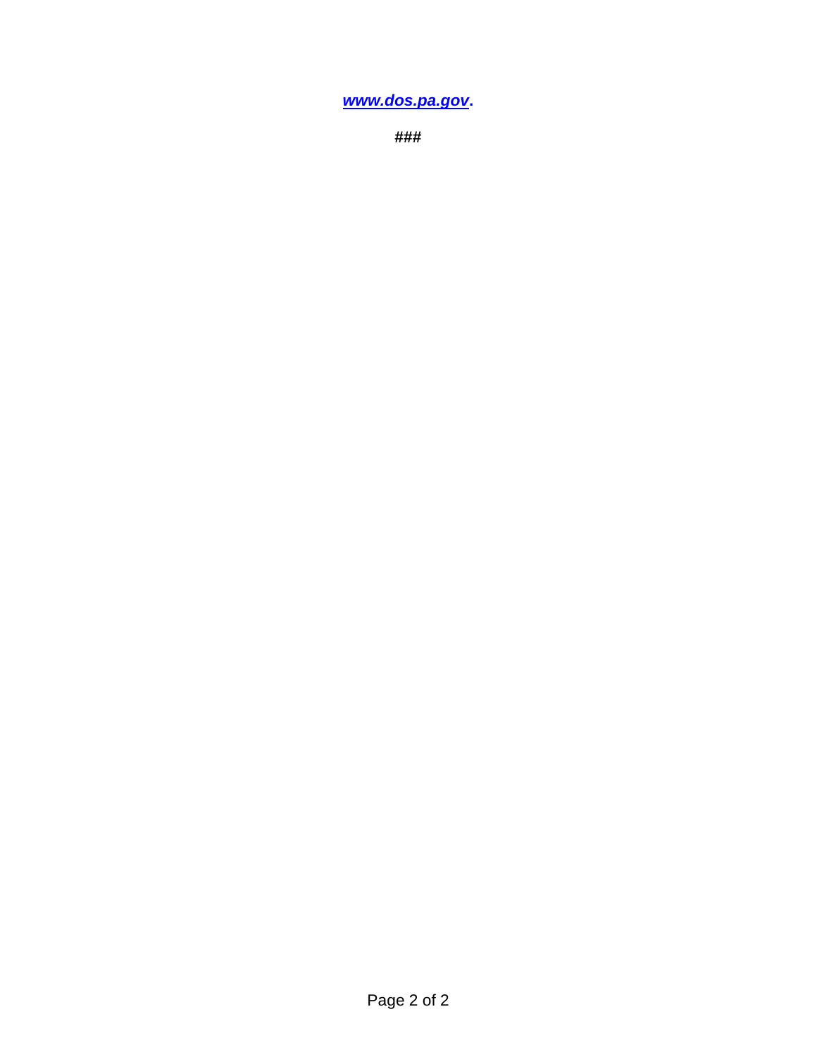[***www.dos.pa.gov***](http://www.dos.pa.gov)**.**

**###**